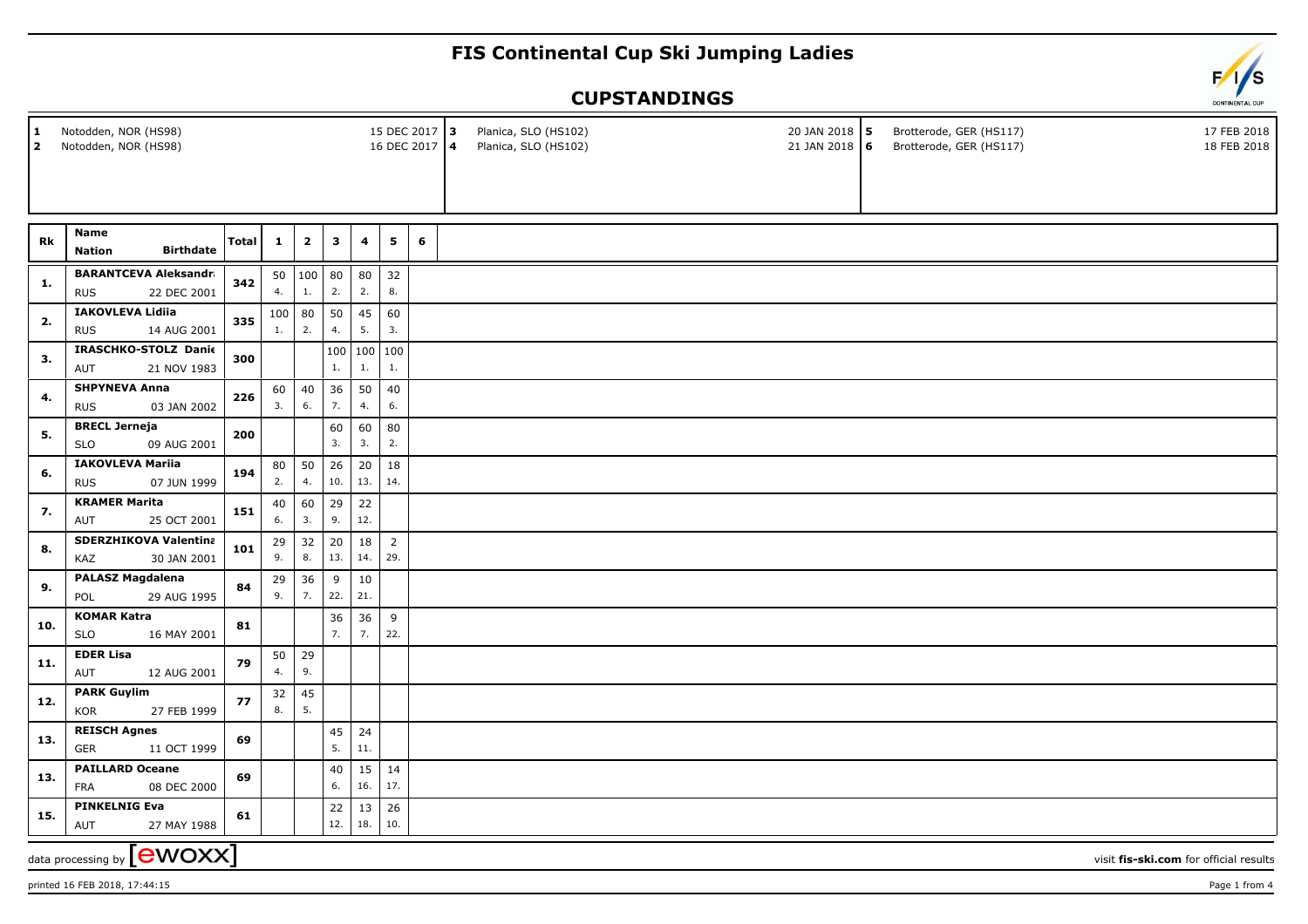# FIS Continental Cup Ski Jumping Ladies

## CUPSTANDINGS

| | | | |
|---|---|---|---|
| 1 | Notodden, NOR (HS98) | 15 DEC 2017 | |
| 2 | Notodden, NOR (HS98) | 16 DEC 2017 | |
| 3 | Planica, SLO (HS102) | 20 JAN 2018 | |
| 4 | Planica, SLO (HS102) | 21 JAN 2018 | |
| 5 | Brotterode, GER (HS117) | 17 FEB 2018 | |
| 6 | Brotterode, GER (HS117) | 18 FEB 2018 | |

| Rk | Name / Nation | Birthdate | Total | 1 | 2 | 3 | 4 | 5 | 6 |
|---|---|---|---|---|---|---|---|---|---|
| 1. | BARANTCEVA Aleksandr / RUS | 22 DEC 2001 | 342 | 50 (4.) | 100 (1.) | 80 (2.) | 80 (2.) | 32 (8.) | |
| 2. | IAKOVLEVA Lidiia / RUS | 14 AUG 2001 | 335 | 100 (1.) | 80 (2.) | 50 (4.) | 45 (5.) | 60 (3.) | |
| 3. | IRASCHKO-STOLZ Danie / AUT | 21 NOV 1983 | 300 | | | 100 (1.) | 100 (1.) | 100 (1.) | |
| 4. | SHPYNEVA Anna / RUS | 03 JAN 2002 | 226 | 60 (3.) | 40 (6.) | 36 (7.) | 50 (4.) | 40 (6.) | |
| 5. | BRECL Jerneja / SLO | 09 AUG 2001 | 200 | | | 60 (3.) | 60 (3.) | 80 (2.) | |
| 6. | IAKOVLEVA Mariia / RUS | 07 JUN 1999 | 194 | 80 (2.) | 50 (4.) | 26 (10.) | 20 (13.) | 18 (14.) | |
| 7. | KRAMER Marita / AUT | 25 OCT 2001 | 151 | 40 (6.) | 60 (3.) | 29 (9.) | 22 (12.) | | |
| 8. | SDERZHIKOVA Valentina / KAZ | 30 JAN 2001 | 101 | 29 (9.) | 32 (8.) | 20 (13.) | 18 (14.) | 2 (29.) | |
| 9. | PALASZ Magdalena / POL | 29 AUG 1995 | 84 | 29 (9.) | 36 (7.) | 9 (22.) | 10 (21.) | | |
| 10. | KOMAR Katra / SLO | 16 MAY 2001 | 81 | | | 36 (7.) | 36 (7.) | 9 (22.) | |
| 11. | EDER Lisa / AUT | 12 AUG 2001 | 79 | 50 (4.) | 29 (9.) | | | | |
| 12. | PARK Guylim / KOR | 27 FEB 1999 | 77 | 32 (8.) | 45 (5.) | | | | |
| 13. | REISCH Agnes / GER | 11 OCT 1999 | 69 | | | 45 (5.) | 24 (11.) | | |
| 13. | PAILLARD Oceane / FRA | 08 DEC 2000 | 69 | | | 40 (6.) | 15 (16.) | 14 (17.) | |
| 15. | PINKELNIG Eva / AUT | 27 MAY 1988 | 61 | | | 22 (12.) | 13 (18.) | 26 (10.) | |

data processing by ewoxx

visit fis-ski.com for official results

printed 16 FEB 2018, 17:44:15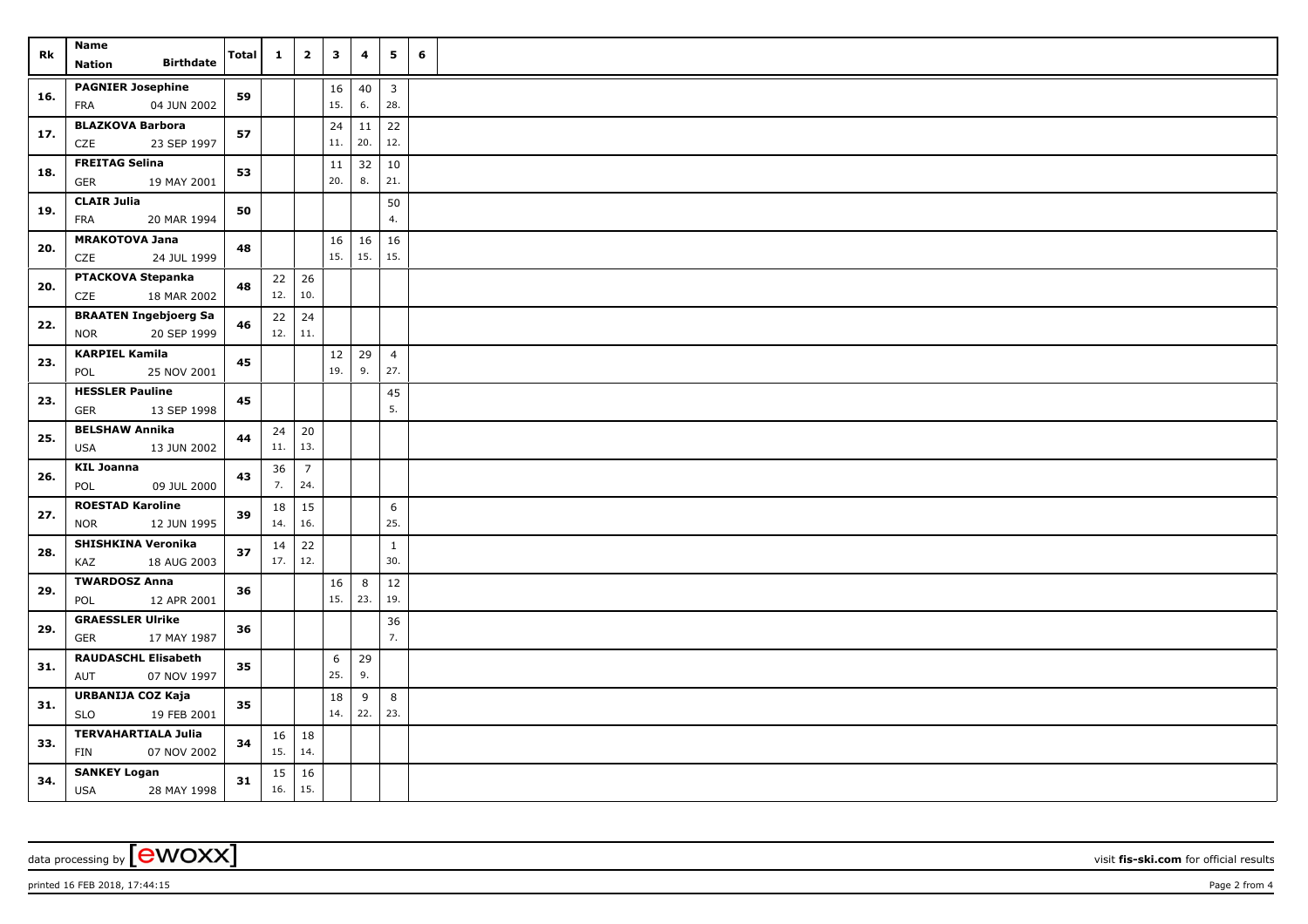| Rk | Name<br>Nation Birthdate | Total | 1 | 2 | 3 | 4 | 5 | 6 |
|---|---|---|---|---|---|---|---|---|
| 16. | **PAGNIER Josephine**<br>FRA 04 JUN 2002 | 59 | | | 16<br>15. | 40<br>6. | 3<br>28. | |
| 17. | **BLAZKOVA Barbora**<br>CZE 23 SEP 1997 | 57 | | | 24<br>11. | 11<br>20. | 22<br>12. | |
| 18. | **FREITAG Selina**<br>GER 19 MAY 2001 | 53 | | | 11<br>20. | 32<br>8. | 10<br>21. | |
| 19. | **CLAIR Julia**<br>FRA 20 MAR 1994 | 50 | | | | | 50<br>4. | |
| 20. | **MRAKOTOVA Jana**<br>CZE 24 JUL 1999 | 48 | | | 16<br>15. | 16<br>15. | 16<br>15. | |
| 20. | **PTACKOVA Stepanka**<br>CZE 18 MAR 2002 | 48 | 22<br>12. | 26<br>10. | | | | |
| 22. | **BRAATEN Ingebjoerg Sa**<br>NOR 20 SEP 1999 | 46 | 22<br>12. | 24<br>11. | | | | |
| 23. | **KARPIEL Kamila**<br>POL 25 NOV 2001 | 45 | | | 12<br>19. | 29<br>9. | 4<br>27. | |
| 23. | **HESSLER Pauline**<br>GER 13 SEP 1998 | 45 | | | | | 45<br>5. | |
| 25. | **BELSHAW Annika**<br>USA 13 JUN 2002 | 44 | 24<br>11. | 20<br>13. | | | | |
| 26. | **KIL Joanna**<br>POL 09 JUL 2000 | 43 | 36<br>7. | 7<br>24. | | | | |
| 27. | **ROESTAD Karoline**<br>NOR 12 JUN 1995 | 39 | 18<br>14. | 15<br>16. | | | 6<br>25. | |
| 28. | **SHISHKINA Veronika**<br>KAZ 18 AUG 2003 | 37 | 14<br>17. | 22<br>12. | | | 1<br>30. | |
| 29. | **TWARDOSZ Anna**<br>POL 12 APR 2001 | 36 | | | 16<br>15. | 8<br>23. | 12<br>19. | |
| 29. | **GRAESSLER Ulrike**<br>GER 17 MAY 1987 | 36 | | | | | 36<br>7. | |
| 31. | **RAUDASCHL Elisabeth**<br>AUT 07 NOV 1997 | 35 | | | 6<br>25. | 29<br>9. | | |
| 31. | **URBANIJA COZ Kaja**<br>SLO 19 FEB 2001 | 35 | | | 18<br>14. | 9<br>22. | 8<br>23. | |
| 33. | **TERVAHARTIALA Julia**<br>FIN 07 NOV 2002 | 34 | 16<br>15. | 18<br>14. | | | | |
| 34. | **SANKEY Logan**<br>USA 28 MAY 1998 | 31 | 15<br>16. | 16<br>15. | | | | |

data processing by [ewoxx] visit **fis-ski.com** for official results

printed 16 FEB 2018, 17:44:15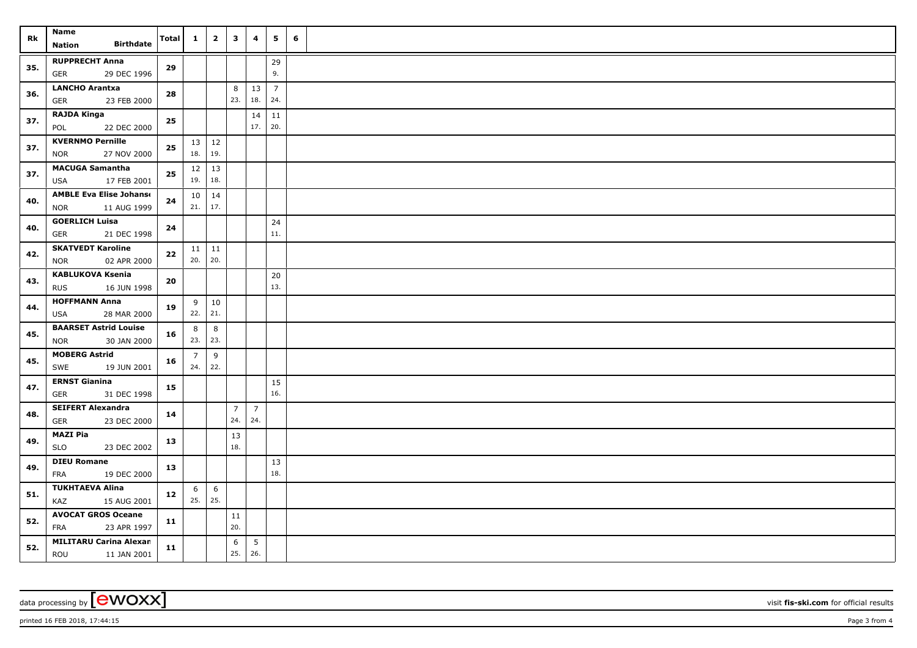| Rk | Name<br>Nation Birthdate | Total | 1 | 2 | 3 | 4 | 5 | 6 |
|---|---|---|---|---|---|---|---|---|
| 35. | RUPPRECHT Anna<br>GER 29 DEC 1996 | 29 | | | | | 29<br>9. | |
| 36. | LANCHO Arantxa<br>GER 23 FEB 2000 | 28 | | | 8<br>23. | 13<br>18. | 7<br>24. | |
| 37. | RAJDA Kinga<br>POL 22 DEC 2000 | 25 | | | | 14<br>17. | 11<br>20. | |
| 37. | KVERNMO Pernille<br>NOR 27 NOV 2000 | 25 | 13<br>18. | 12<br>19. | | | | |
| 37. | MACUGA Samantha<br>USA 17 FEB 2001 | 25 | 12<br>19. | 13<br>18. | | | | |
| 40. | AMBLE Eva Elise Johansı<br>NOR 11 AUG 1999 | 24 | 10<br>21. | 14<br>17. | | | | |
| 40. | GOERLICH Luisa<br>GER 21 DEC 1998 | 24 | | | | | 24<br>11. | |
| 42. | SKATVEDT Karoline<br>NOR 02 APR 2000 | 22 | 11<br>20. | 11<br>20. | | | | |
| 43. | KABLUKOVA Ksenia<br>RUS 16 JUN 1998 | 20 | | | | | 20<br>13. | |
| 44. | HOFFMANN Anna<br>USA 28 MAR 2000 | 19 | 9<br>22. | 10<br>21. | | | | |
| 45. | BAARSET Astrid Louise<br>NOR 30 JAN 2000 | 16 | 8<br>23. | 8<br>23. | | | | |
| 45. | MOBERG Astrid<br>SWE 19 JUN 2001 | 16 | 7<br>24. | 9<br>22. | | | | |
| 47. | ERNST Gianina<br>GER 31 DEC 1998 | 15 | | | | | 15<br>16. | |
| 48. | SEIFERT Alexandra<br>GER 23 DEC 2000 | 14 | | | 7<br>24. | 7<br>24. | | |
| 49. | MAZI Pia<br>SLO 23 DEC 2002 | 13 | | | 13<br>18. | | | |
| 49. | DIEU Romane<br>FRA 19 DEC 2000 | 13 | | | | | 13<br>18. | |
| 51. | TUKHTAEVA Alina<br>KAZ 15 AUG 2001 | 12 | 6<br>25. | 6<br>25. | | | | |
| 52. | AVOCAT GROS Oceane<br>FRA 23 APR 1997 | 11 | | | 11<br>20. | | | |
| 52. | MILITARU Carina Alexan<br>ROU 11 JAN 2001 | 11 | | | 6<br>25. | 5<br>26. | | |

data processing by [ewoxx] visit fis-ski.com for official results

printed 16 FEB 2018, 17:44:15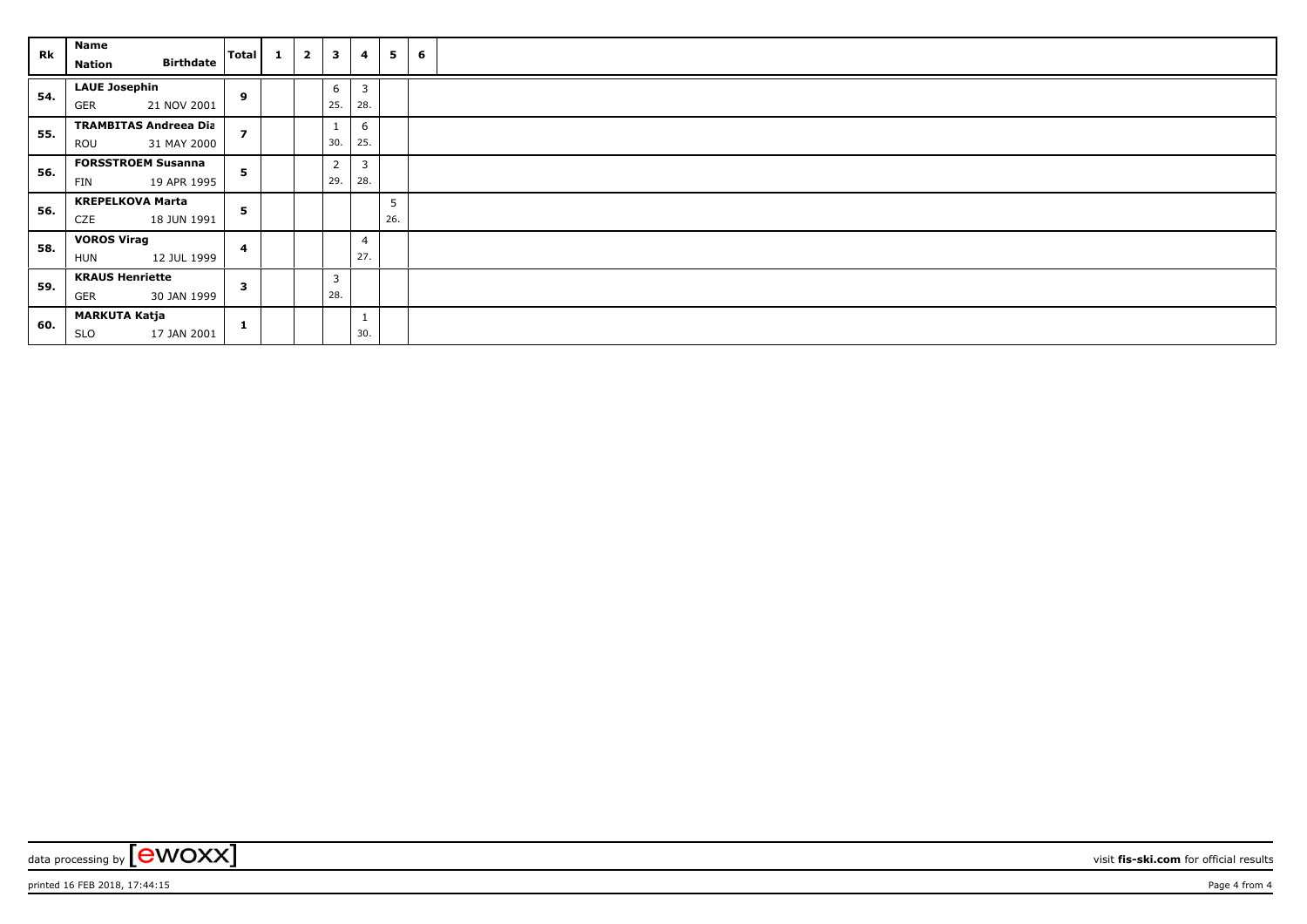| Rk | Name<br>Nation Birthdate | Total | 1 | 2 | 3 | 4 | 5 | 6 |
|---|---|---|---|---|---|---|---|---|
| 54. | **LAUE Josephin**<br>GER 21 NOV 2001 | **9** | | | 6<br>25. | 3<br>28. | | |
| 55. | **TRAMBITAS Andreea Dia**<br>ROU 31 MAY 2000 | **7** | | | 1<br>30. | 6<br>25. | | |
| 56. | **FORSSTROEM Susanna**<br>FIN 19 APR 1995 | **5** | | | 2<br>29. | 3<br>28. | | |
| 56. | **KREPELKOVA Marta**<br>CZE 18 JUN 1991 | **5** | | | | | 5<br>26. | |
| 58. | **VOROS Virag**<br>HUN 12 JUL 1999 | **4** | | | | 4<br>27. | | |
| 59. | **KRAUS Henriette**<br>GER 30 JAN 1999 | **3** | | | 3<br>28. | | | |
| 60. | **MARKUTA Katja**<br>SLO 17 JAN 2001 | **1** | | | | 1<br>30. | | |

data processing by [ewoxx]

visit **fis-ski.com** for official results

printed 16 FEB 2018, 17:44:15